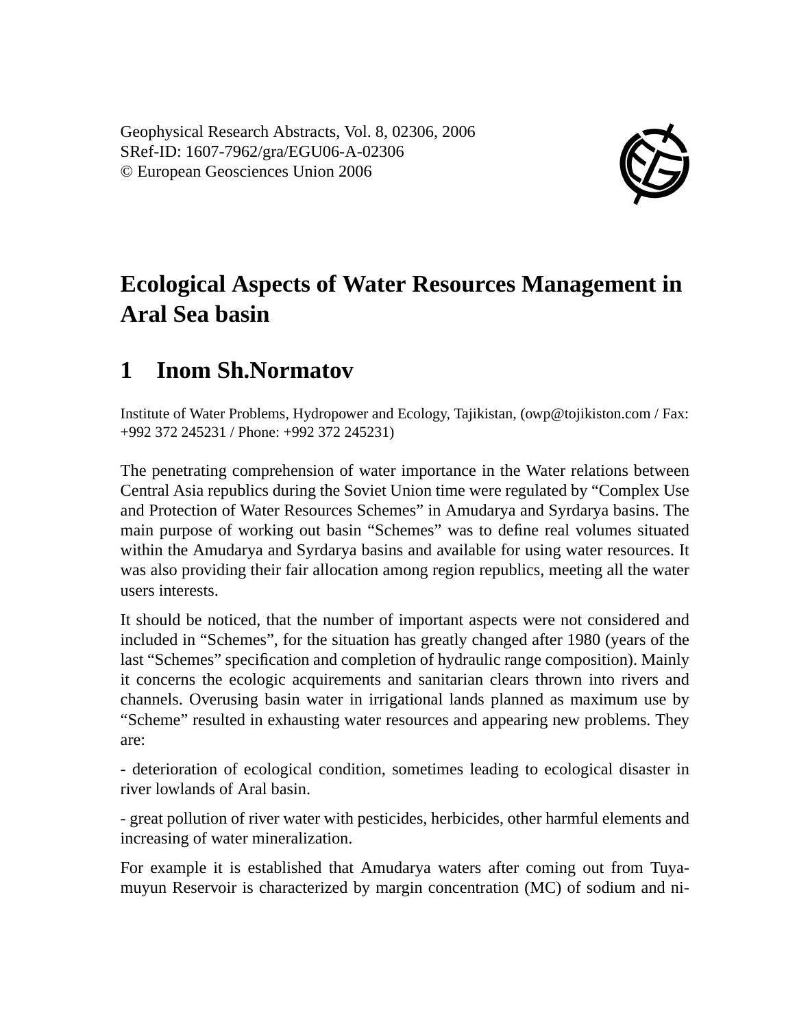Geophysical Research Abstracts, Vol. 8, 02306, 2006
SRef-ID: 1607-7962/gra/EGU06-A-02306
© European Geosciences Union 2006

# Ecological Aspects of Water Resources Management in Aral Sea basin

## 1 Inom Sh.Normatov

Institute of Water Problems, Hydropower and Ecology, Tajikistan, (owp@tojikiston.com / Fax: +992 372 245231 / Phone: +992 372 245231)

The penetrating comprehension of water importance in the Water relations between Central Asia republics during the Soviet Union time were regulated by "Complex Use and Protection of Water Resources Schemes" in Amudarya and Syrdarya basins. The main purpose of working out basin "Schemes" was to define real volumes situated within the Amudarya and Syrdarya basins and available for using water resources. It was also providing their fair allocation among region republics, meeting all the water users interests.

It should be noticed, that the number of important aspects were not considered and included in "Schemes", for the situation has greatly changed after 1980 (years of the last "Schemes" specification and completion of hydraulic range composition). Mainly it concerns the ecologic acquirements and sanitarian clears thrown into rivers and channels. Overusing basin water in irrigational lands planned as maximum use by "Scheme" resulted in exhausting water resources and appearing new problems. They are:

- deterioration of ecological condition, sometimes leading to ecological disaster in river lowlands of Aral basin.

- great pollution of river water with pesticides, herbicides, other harmful elements and increasing of water mineralization.

For example it is established that Amudarya waters after coming out from Tuya-muyun Reservoir is characterized by margin concentration (MC) of sodium and ni-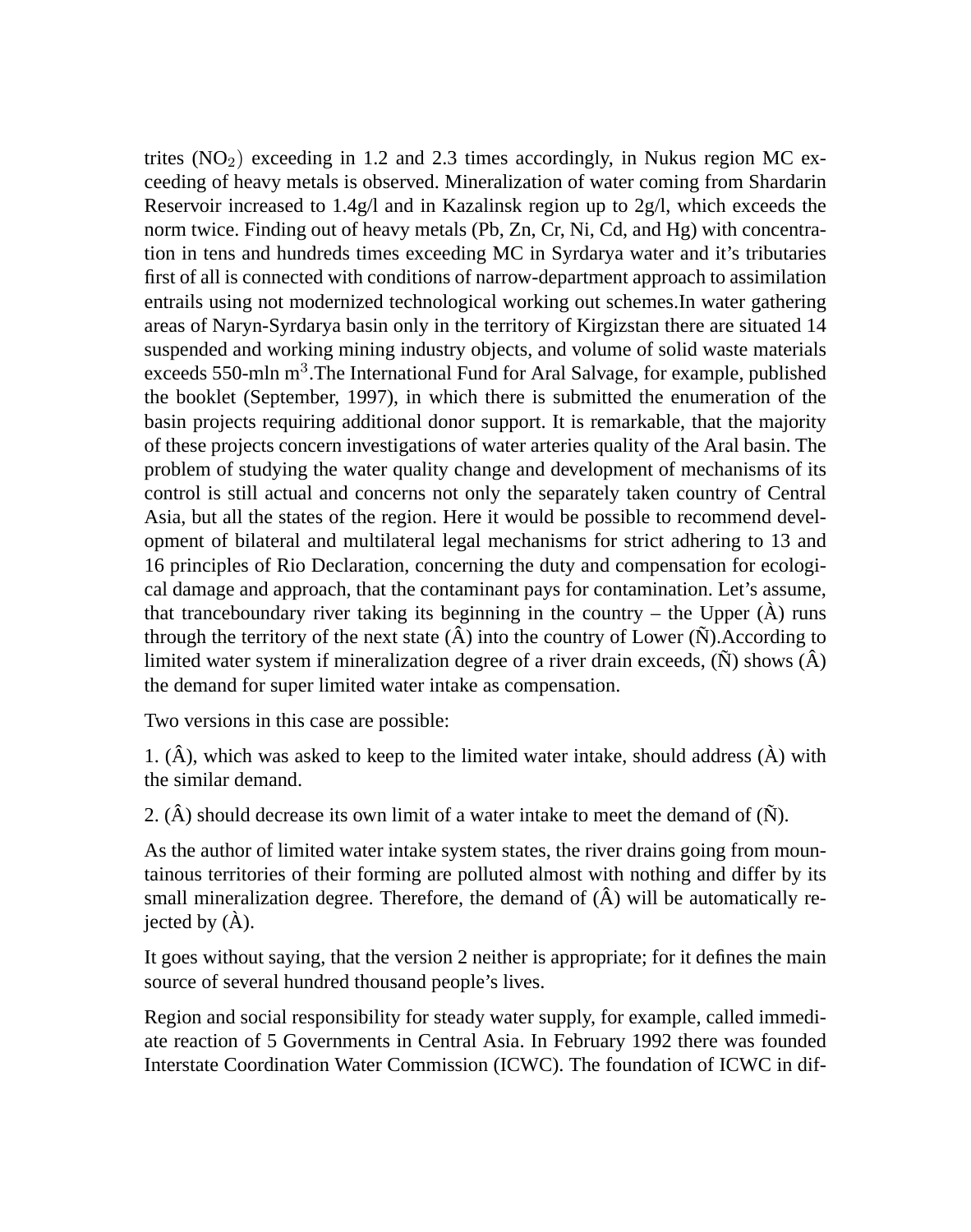trites ($NO_2$) exceeding in 1.2 and 2.3 times accordingly, in Nukus region MC exceeding of heavy metals is observed. Mineralization of water coming from Shardarin Reservoir increased to 1.4g/l and in Kazalinsk region up to 2g/l, which exceeds the norm twice. Finding out of heavy metals (Pb, Zn, Cr, Ni, Cd, and Hg) with concentration in tens and hundreds times exceeding MC in Syrdarya water and it's tributaries first of all is connected with conditions of narrow-department approach to assimilation entrails using not modernized technological working out schemes.In water gathering areas of Naryn-Syrdarya basin only in the territory of Kirgizstan there are situated 14 suspended and working mining industry objects, and volume of solid waste materials exceeds 550-mln $m^3$.The International Fund for Aral Salvage, for example, published the booklet (September, 1997), in which there is submitted the enumeration of the basin projects requiring additional donor support. It is remarkable, that the majority of these projects concern investigations of water arteries quality of the Aral basin. The problem of studying the water quality change and development of mechanisms of its control is still actual and concerns not only the separately taken country of Central Asia, but all the states of the region. Here it would be possible to recommend development of bilateral and multilateral legal mechanisms for strict adhering to 13 and 16 principles of Rio Declaration, concerning the duty and compensation for ecological damage and approach, that the contaminant pays for contamination. Let's assume, that tranceboundary river taking its beginning in the country – the Upper (À) runs through the territory of the next state (Â) into the country of Lower (Ñ).According to limited water system if mineralization degree of a river drain exceeds, (Ñ) shows (Â) the demand for super limited water intake as compensation.

Two versions in this case are possible:

1. (Â), which was asked to keep to the limited water intake, should address (À) with the similar demand.

2. (Â) should decrease its own limit of a water intake to meet the demand of (Ñ).

As the author of limited water intake system states, the river drains going from mountainous territories of their forming are polluted almost with nothing and differ by its small mineralization degree. Therefore, the demand of (Â) will be automatically rejected by (À).

It goes without saying, that the version 2 neither is appropriate; for it defines the main source of several hundred thousand people's lives.

Region and social responsibility for steady water supply, for example, called immediate reaction of 5 Governments in Central Asia. In February 1992 there was founded Interstate Coordination Water Commission (ICWC). The foundation of ICWC in dif-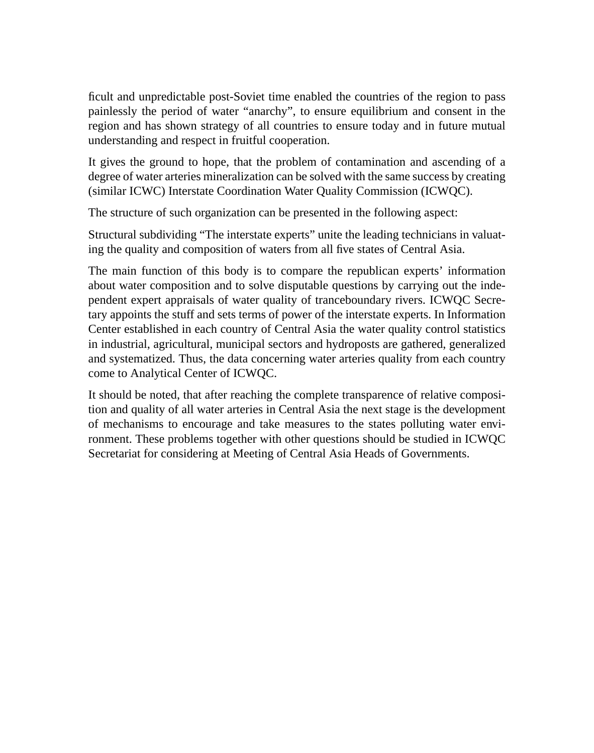ficult and unpredictable post-Soviet time enabled the countries of the region to pass painlessly the period of water "anarchy", to ensure equilibrium and consent in the region and has shown strategy of all countries to ensure today and in future mutual understanding and respect in fruitful cooperation.

It gives the ground to hope, that the problem of contamination and ascending of a degree of water arteries mineralization can be solved with the same success by creating (similar ICWC) Interstate Coordination Water Quality Commission (ICWQC).

The structure of such organization can be presented in the following aspect:

Structural subdividing "The interstate experts" unite the leading technicians in valuating the quality and composition of waters from all five states of Central Asia.

The main function of this body is to compare the republican experts' information about water composition and to solve disputable questions by carrying out the independent expert appraisals of water quality of tranceboundary rivers. ICWQC Secretary appoints the stuff and sets terms of power of the interstate experts. In Information Center established in each country of Central Asia the water quality control statistics in industrial, agricultural, municipal sectors and hydroposts are gathered, generalized and systematized. Thus, the data concerning water arteries quality from each country come to Analytical Center of ICWQC.

It should be noted, that after reaching the complete transparence of relative composition and quality of all water arteries in Central Asia the next stage is the development of mechanisms to encourage and take measures to the states polluting water environment. These problems together with other questions should be studied in ICWQC Secretariat for considering at Meeting of Central Asia Heads of Governments.